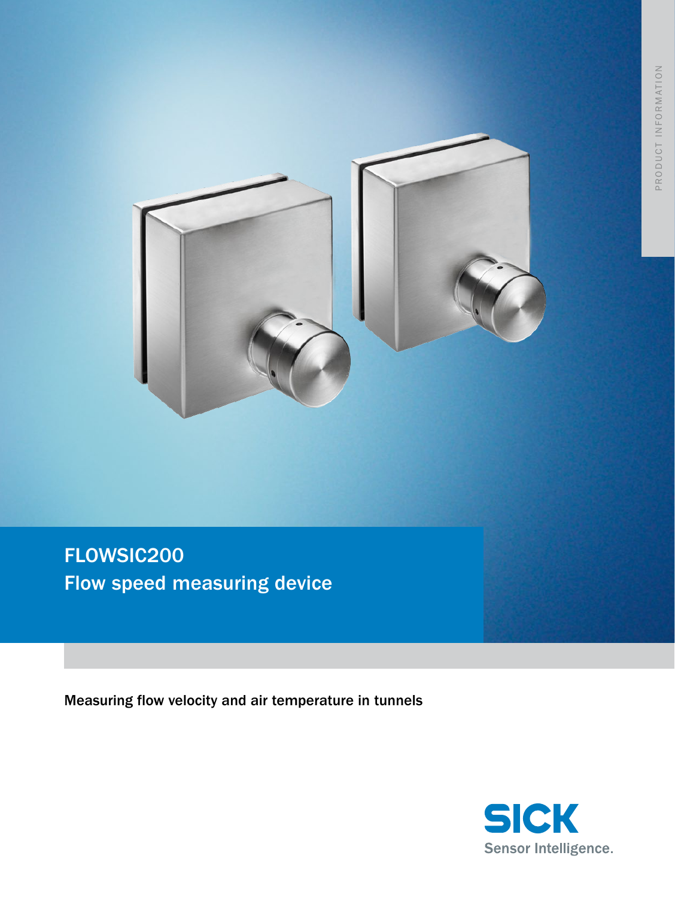# FLOWSIC200

## Flow speed measuring device

Measuring flow velocity and air temperature in tunnels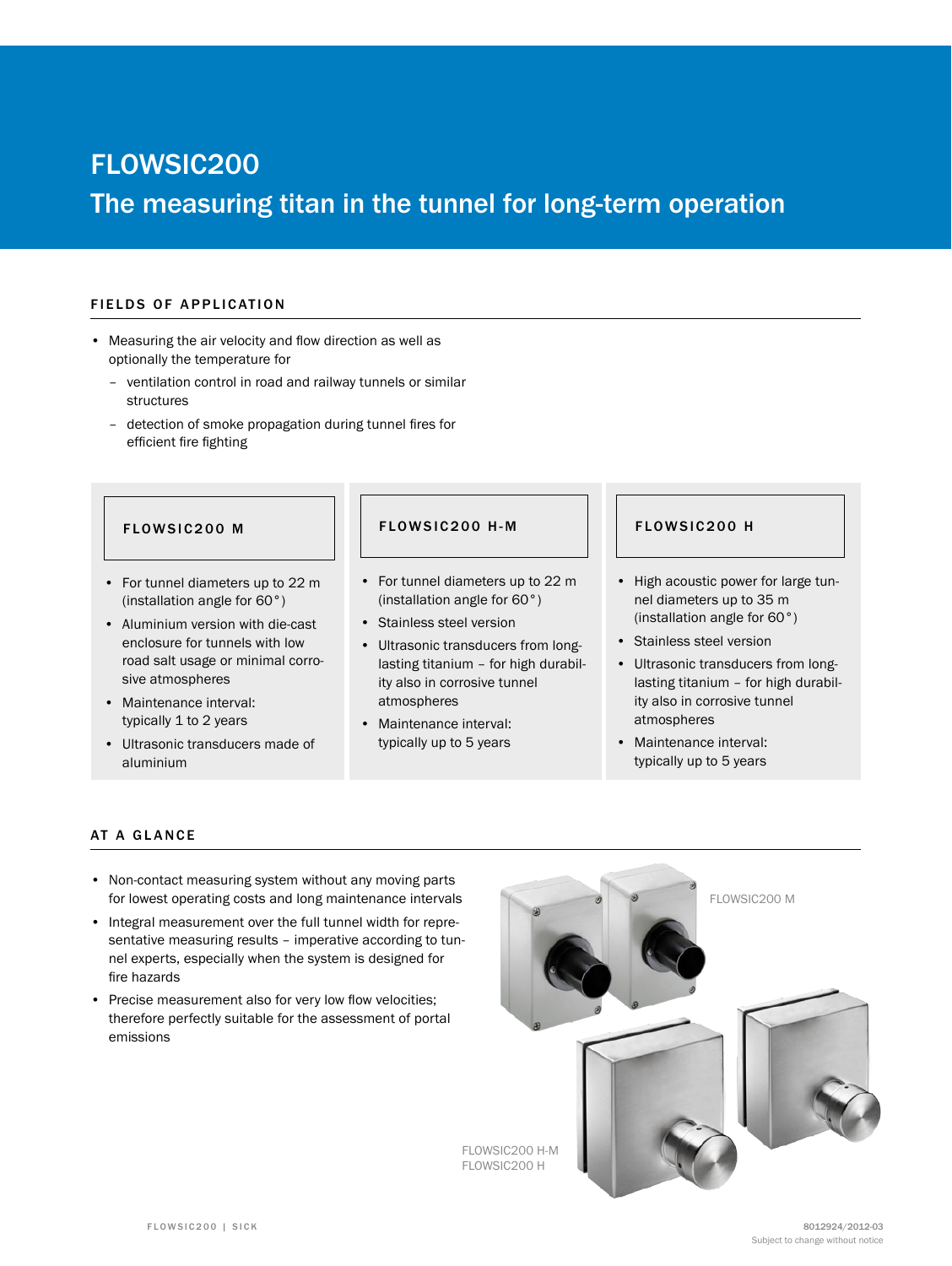# FLOWSIC200

## The measuring titan in the tunnel for long-term operation

### FIELDS OF APPLICATION

- Measuring the air velocity and flow direction as well as optionally the temperature for
  - ventilation control in road and railway tunnels or similar structures
  - detection of smoke propagation during tunnel fires for efficient fire fighting

#### FLOWSIC200 M

- For tunnel diameters up to 22 m (installation angle for 60°)
- Aluminium version with die-cast enclosure for tunnels with low road salt usage or minimal corrosive atmospheres
- Maintenance interval: typically 1 to 2 years
- Ultrasonic transducers made of aluminium

#### FLOWSIC200 H-M

- For tunnel diameters up to 22 m (installation angle for 60°)
- Stainless steel version
- Ultrasonic transducers from long-lasting titanium – for high durability also in corrosive tunnel atmospheres
- Maintenance interval: typically up to 5 years

#### FLOWSIC200 H

- High acoustic power for large tunnel diameters up to 35 m (installation angle for 60°)
- Stainless steel version
- Ultrasonic transducers from long-lasting titanium – for high durability also in corrosive tunnel atmospheres
- Maintenance interval: typically up to 5 years

### AT A GLANCE

- Non-contact measuring system without any moving parts for lowest operating costs and long maintenance intervals
- Integral measurement over the full tunnel width for representative measuring results – imperative according to tunnel experts, especially when the system is designed for fire hazards
- Precise measurement also for very low flow velocities; therefore perfectly suitable for the assessment of portal emissions

FLOWSIC200 M

FLOWSIC200 H-M
FLOWSIC200 H

8012924/2012-03
Subject to change without notice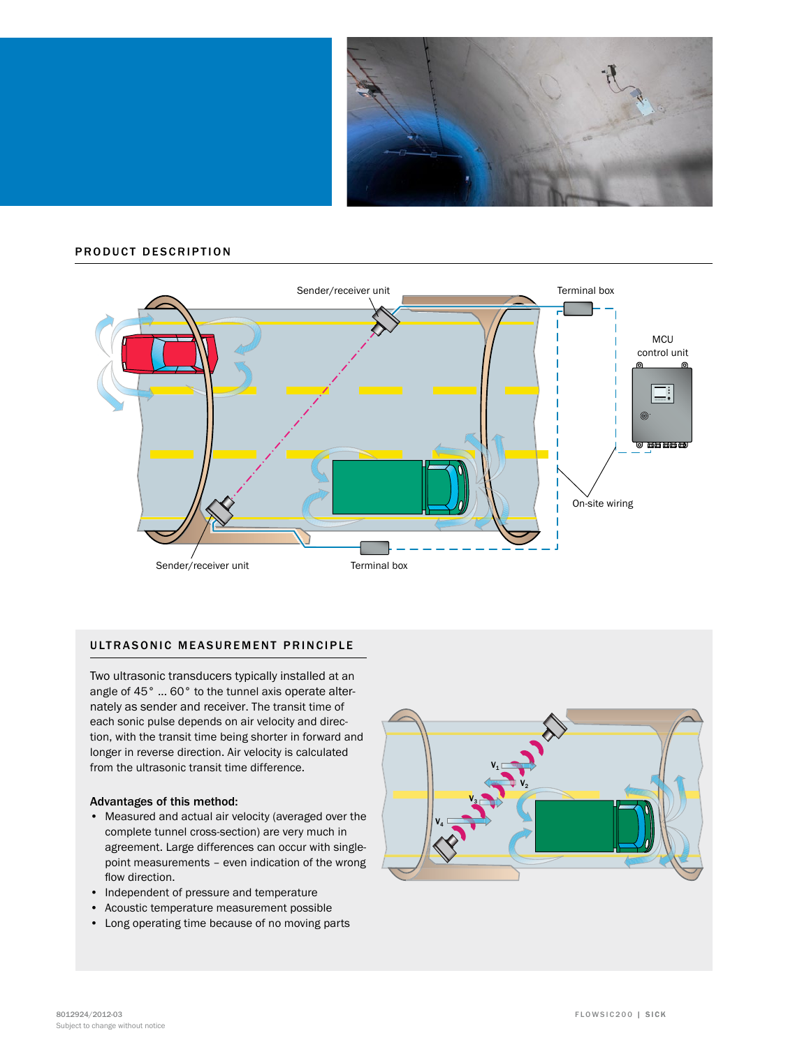## PRODUCT DESCRIPTION

Sender/receiver unit

Terminal box

MCU control unit

On-site wiring

Sender/receiver unit

Terminal box

## ULTRASONIC MEASUREMENT PRINCIPLE

Two ultrasonic transducers typically installed at an angle of 45° ... 60° to the tunnel axis operate alternately as sender and receiver. The transit time of each sonic pulse depends on air velocity and direction, with the transit time being shorter in forward and longer in reverse direction. Air velocity is calculated from the ultrasonic transit time difference.

**Advantages of this method:**

- Measured and actual air velocity (averaged over the complete tunnel cross-section) are very much in agreement. Large differences can occur with single-point measurements – even indication of the wrong flow direction.
- Independent of pressure and temperature
- Acoustic temperature measurement possible
- Long operating time because of no moving parts

$V_1$ $V_2$ $V_3$ $V_4$

8012924/2012-03
Subject to change without notice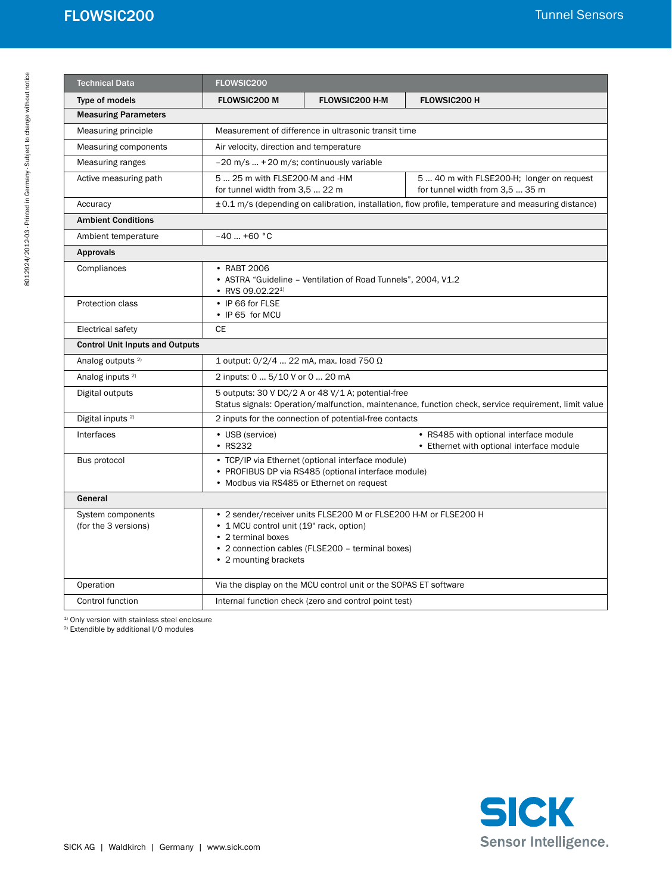| Technical Data | FLOWSIC200 | | |
|---|---|---|---|
| Type of models | FLOWSIC200 M | FLOWSIC200 H-M | FLOWSIC200 H |
| **Measuring Parameters** | | | |
| Measuring principle | Measurement of difference in ultrasonic transit time | | |
| Measuring components | Air velocity, direction and temperature | | |
| Measuring ranges | –20 m/s ... +20 m/s; continuously variable | | |
| Active measuring path | 5 ... 25 m with FLSE200-M and -HM<br>for tunnel width from 3,5 ... 22 m | | 5 ... 40 m with FLSE200-H; longer on request<br>for tunnel width from 3,5 ... 35 m |
| Accuracy | ±0.1 m/s (depending on calibration, installation, flow profile, temperature and measuring distance) | | |
| **Ambient Conditions** | | | |
| Ambient temperature | –40 ... +60 °C | | |
| **Approvals** | | | |
| Compliances | • RABT 2006<br>• ASTRA “Guideline – Ventilation of Road Tunnels”, 2004, V1.2<br>• RVS 09.02.22[1] | | |
| Protection class | • IP 66 for FLSE<br>• IP 65 for MCU | | |
| Electrical safety | CE | | |
| **Control Unit Inputs and Outputs** | | | |
| Analog outputs [2] | 1 output: 0/2/4 ... 22 mA, max. load 750 Ω | | |
| Analog inputs [2] | 2 inputs: 0 ... 5/10 V or 0 ... 20 mA | | |
| Digital outputs | 5 outputs: 30 V DC/2 A or 48 V/1 A; potential-free<br>Status signals: Operation/malfunction, maintenance, function check, service requirement, limit value | | |
| Digital inputs [2] | 2 inputs for the connection of potential-free contacts | | |
| Interfaces | • USB (service)<br>• RS232 | | • RS485 with optional interface module<br>• Ethernet with optional interface module |
| Bus protocol | • TCP/IP via Ethernet (optional interface module)<br>• PROFIBUS DP via RS485 (optional interface module)<br>• Modbus via RS485 or Ethernet on request | | |
| **General** | | | |
| System components<br>(for the 3 versions) | • 2 sender/receiver units FLSE200 M or FLSE200 H-M or FLSE200 H<br>• 1 MCU control unit (19" rack, option)<br>• 2 terminal boxes<br>• 2 connection cables (FLSE200 – terminal boxes)<br>• 2 mounting brackets | | |
| Operation | Via the display on the MCU control unit or the SOPAS ET software | | |
| Control function | Internal function check (zero and control point test) | | |

[1] Only version with stainless steel enclosure
[2] Extendible by additional I/O modules

8012924/2012-03 · Printed in Germany · Subject to change without notice

SICK AG | Waldkirch | Germany | www.sick.com

SICK Sensor Intelligence.